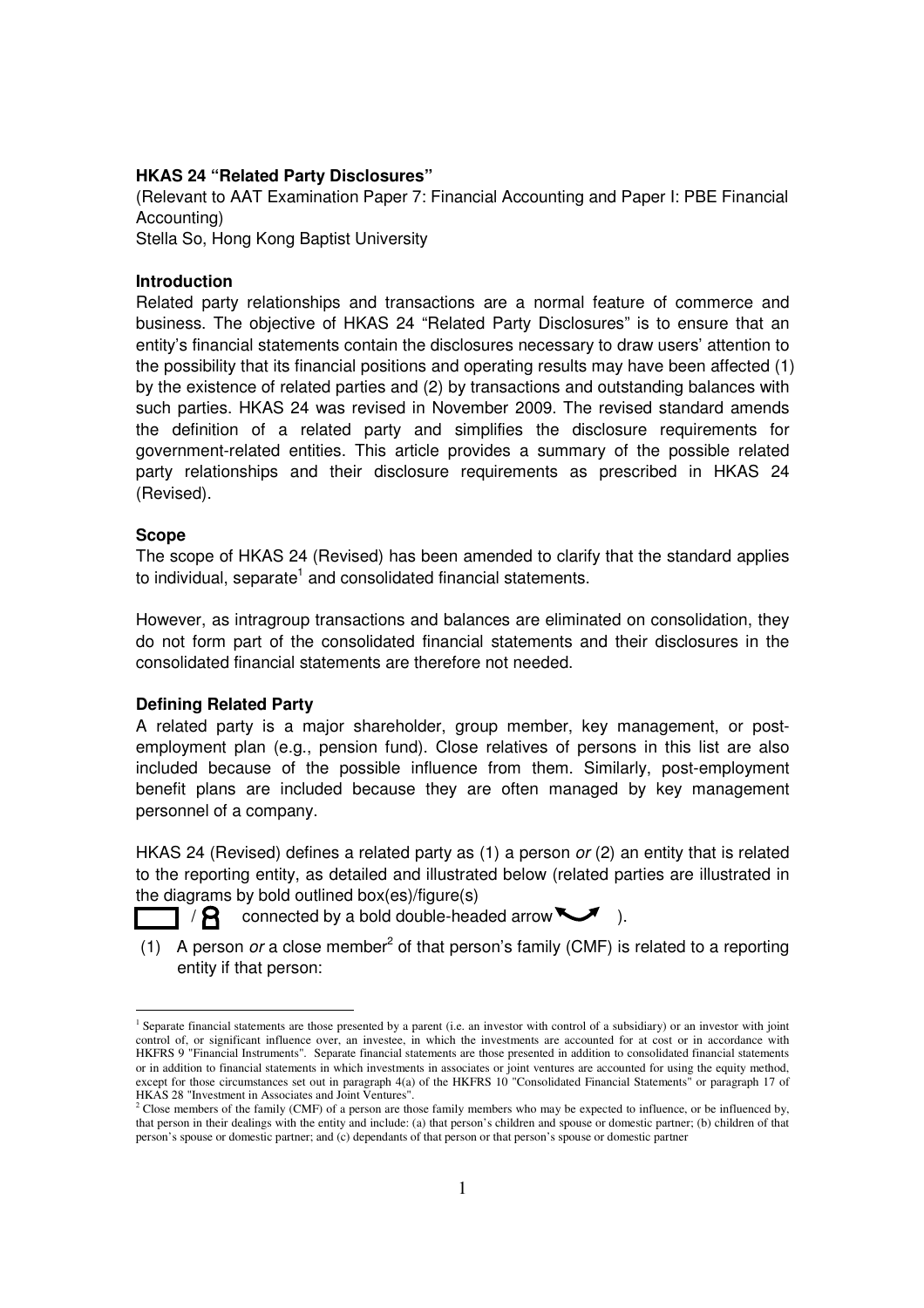**HKAS 24 "Related Party Disclosures"**

(Relevant to AAT Examination Paper 7: Financial Accounting and Paper I: PBE Financial Accounting)

Stella So, Hong Kong Baptist University

**Introduction**

Related party relationships and transactions are a normal feature of commerce and business. The objective of HKAS 24 "Related Party Disclosures" is to ensure that an entity's financial statements contain the disclosures necessary to draw users' attention to the possibility that its financial positions and operating results may have been affected (1) by the existence of related parties and (2) by transactions and outstanding balances with such parties. HKAS 24 was revised in November 2009. The revised standard amends the definition of a related party and simplifies the disclosure requirements for government-related entities. This article provides a summary of the possible related party relationships and their disclosure requirements as prescribed in HKAS 24 (Revised).

**Scope**

The scope of HKAS 24 (Revised) has been amended to clarify that the standard applies to individual, separate[1] and consolidated financial statements.

However, as intragroup transactions and balances are eliminated on consolidation, they do not form part of the consolidated financial statements and their disclosures in the consolidated financial statements are therefore not needed.

**Defining Related Party**

A related party is a major shareholder, group member, key management, or post-employment plan (e.g., pension fund). Close relatives of persons in this list are also included because of the possible influence from them. Similarly, post-employment benefit plans are included because they are often managed by key management personnel of a company.

HKAS 24 (Revised) defines a related party as (1) a person *or* (2) an entity that is related to the reporting entity, as detailed and illustrated below (related parties are illustrated in the diagrams by bold outlined box(es)/figure(s) ▭ / 8 connected by a bold double-headed arrow ).

(1) A person *or* a close member[2] of that person's family (CMF) is related to a reporting entity if that person:

---

[1] Separate financial statements are those presented by a parent (i.e. an investor with control of a subsidiary) or an investor with joint control of, or significant influence over, an investee, in which the investments are accounted for at cost or in accordance with HKFRS 9 "Financial Instruments". Separate financial statements are those presented in addition to consolidated financial statements or in addition to financial statements in which investments in associates or joint ventures are accounted for using the equity method, except for those circumstances set out in paragraph 4(a) of the HKFRS 10 "Consolidated Financial Statements" or paragraph 17 of HKAS 28 "Investment in Associates and Joint Ventures".

[2] Close members of the family (CMF) of a person are those family members who may be expected to influence, or be influenced by, that person in their dealings with the entity and include: (a) that person's children and spouse or domestic partner; (b) children of that person's spouse or domestic partner; and (c) dependants of that person or that person's spouse or domestic partner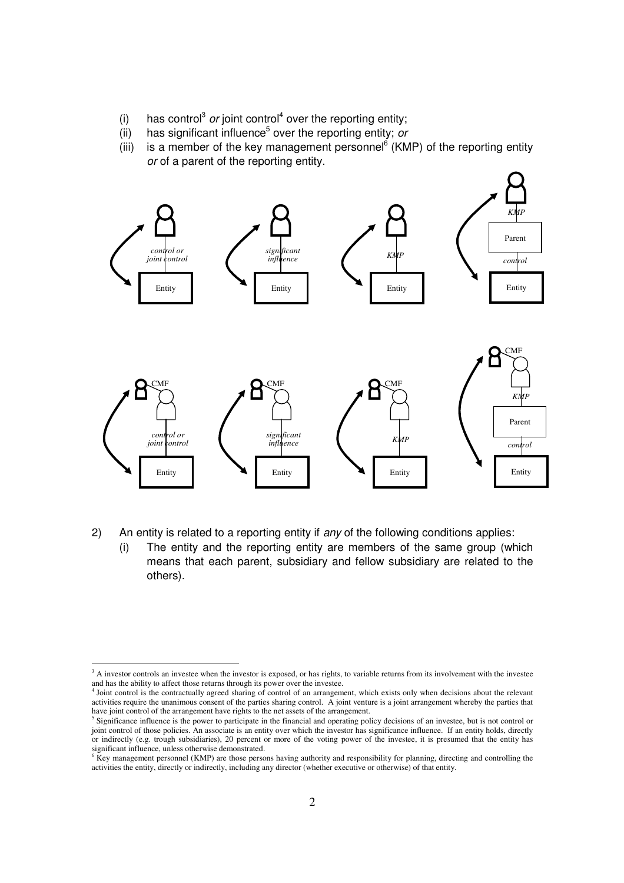(i) has control[3] *or* joint control[4] over the reporting entity;
(ii) has significant influence[5] over the reporting entity; *or*
(iii) is a member of the key management personnel[6] (KMP) of the reporting entity *or* of a parent of the reporting entity.

2) An entity is related to a reporting entity if *any* of the following conditions applies:
   (i) The entity and the reporting entity are members of the same group (which means that each parent, subsidiary and fellow subsidiary are related to the others).

---

[3] A investor controls an investee when the investor is exposed, or has rights, to variable returns from its involvement with the investee and has the ability to affect those returns through its power over the investee.

[4] Joint control is the contractually agreed sharing of control of an arrangement, which exists only when decisions about the relevant activities require the unanimous consent of the parties sharing control. A joint venture is a joint arrangement whereby the parties that have joint control of the arrangement have rights to the net assets of the arrangement.

[5] Significance influence is the power to participate in the financial and operating policy decisions of an investee, but is not control or joint control of those policies. An associate is an entity over which the investor has significance influence. If an entity holds, directly or indirectly (e.g. trough subsidiaries), 20 percent or more of the voting power of the investee, it is presumed that the entity has significant influence, unless otherwise demonstrated.

[6] Key management personnel (KMP) are those persons having authority and responsibility for planning, directing and controlling the activities the entity, directly or indirectly, including any director (whether executive or otherwise) of that entity.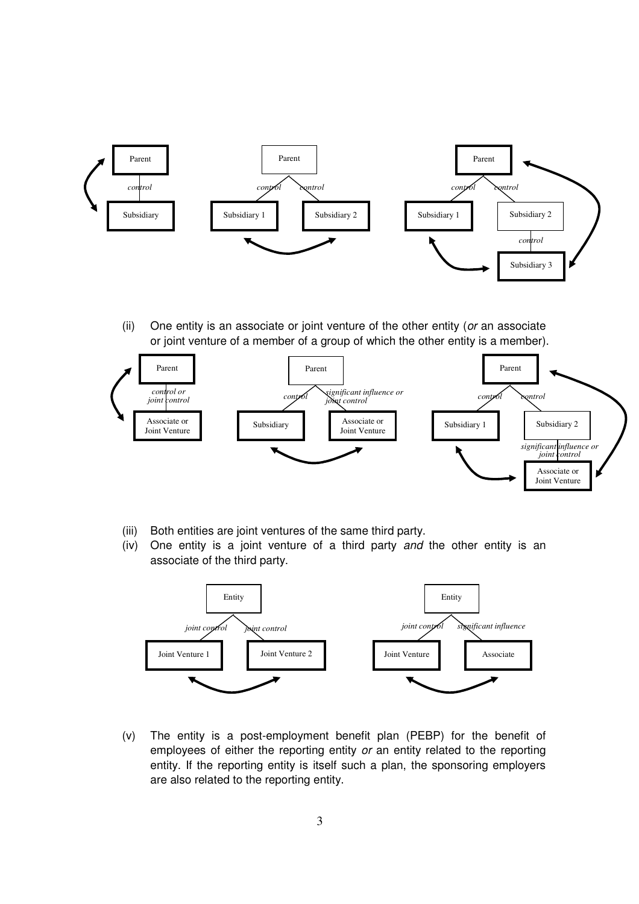(ii) One entity is an associate or joint venture of the other entity (*or* an associate or joint venture of a member of a group of which the other entity is a member).

(iii) Both entities are joint ventures of the same third party.

(iv) One entity is a joint venture of a third party *and* the other entity is an associate of the third party.

(v) The entity is a post-employment benefit plan (PEBP) for the benefit of employees of either the reporting entity *or* an entity related to the reporting entity. If the reporting entity is itself such a plan, the sponsoring employers are also related to the reporting entity.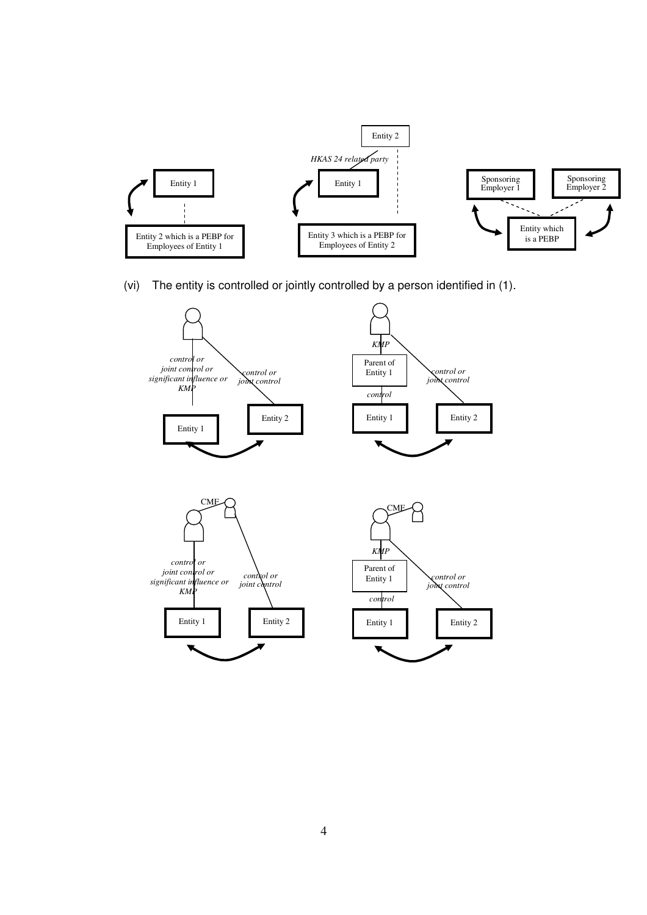Entity 2

*HKAS 24 related party*

Entity 1

Entity 2 which is a PEBP for Employees of Entity 1

Entity 1

Entity 3 which is a PEBP for Employees of Entity 2

Sponsoring Employer 1

Sponsoring Employer 2

Entity which is a PEBP

(vi) The entity is controlled or jointly controlled by a person identified in (1).

*control or joint control or significant influence or KMP*

*control or joint control*

Entity 1

Entity 2

*KMP*

Parent of Entity 1

*control*

*control or joint control*

Entity 1

Entity 2

CMF

*control or joint control or significant influence or KMP*

*control or joint control*

Entity 1

Entity 2

CMF

*KMP*

Parent of Entity 1

*control*

*control or joint control*

Entity 1

Entity 2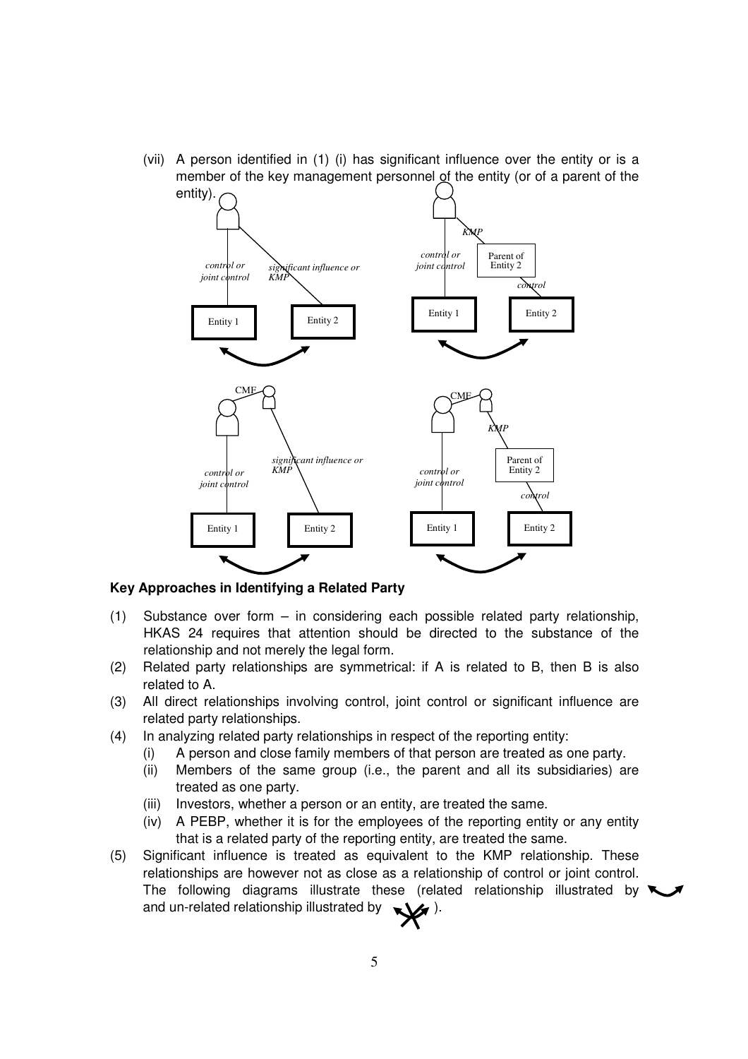(vii) A person identified in (1) (i) has significant influence over the entity or is a member of the key management personnel of the entity (or of a parent of the entity).

**Key Approaches in Identifying a Related Party**

(1) Substance over form – in considering each possible related party relationship, HKAS 24 requires that attention should be directed to the substance of the relationship and not merely the legal form.

(2) Related party relationships are symmetrical: if A is related to B, then B is also related to A.

(3) All direct relationships involving control, joint control or significant influence are related party relationships.

(4) In analyzing related party relationships in respect of the reporting entity:
   (i) A person and close family members of that person are treated as one party.
   (ii) Members of the same group (i.e., the parent and all its subsidiaries) are treated as one party.
   (iii) Investors, whether a person or an entity, are treated the same.
   (iv) A PEBP, whether it is for the employees of the reporting entity or any entity that is a related party of the reporting entity, are treated the same.

(5) Significant influence is treated as equivalent to the KMP relationship. These relationships are however not as close as a relationship of control or joint control. The following diagrams illustrate these (related relationship illustrated by ↔ and un-related relationship illustrated by ↮).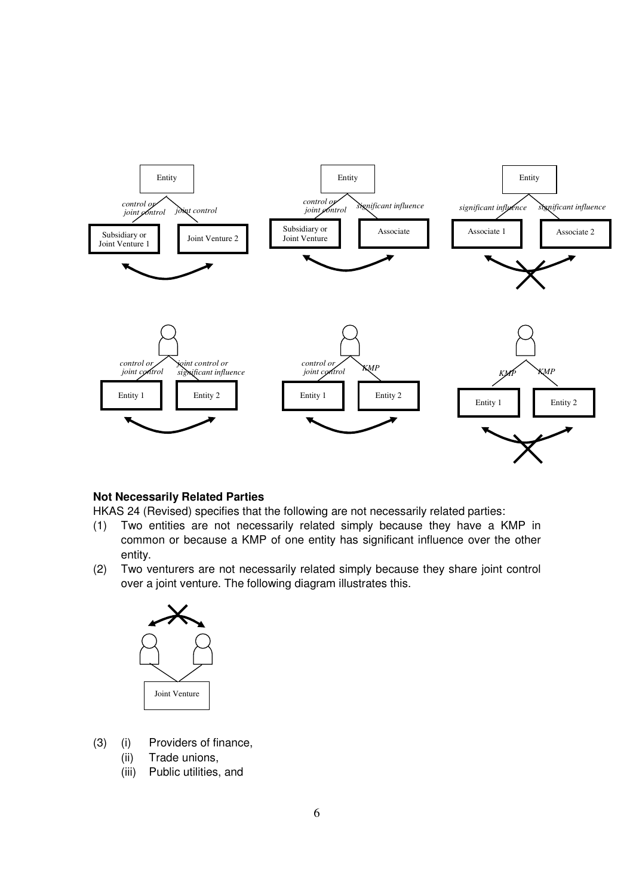**Not Necessarily Related Parties**

HKAS 24 (Revised) specifies that the following are not necessarily related parties:

(1) Two entities are not necessarily related simply because they have a KMP in common or because a KMP of one entity has significant influence over the other entity.

(2) Two venturers are not necessarily related simply because they share joint control over a joint venture. The following diagram illustrates this.

(3) (i) Providers of finance,
   (ii) Trade unions,
   (iii) Public utilities, and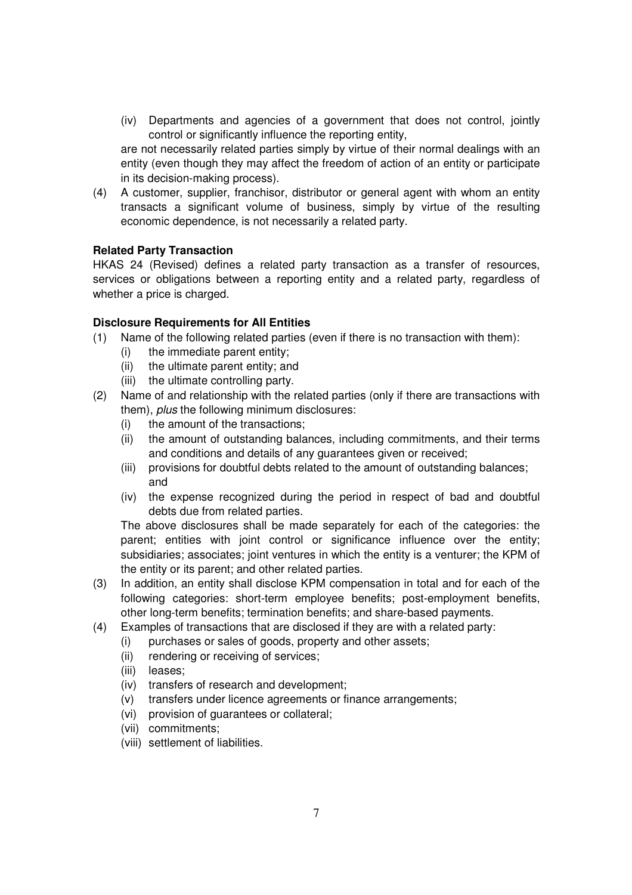(iv) Departments and agencies of a government that does not control, jointly control or significantly influence the reporting entity,

are not necessarily related parties simply by virtue of their normal dealings with an entity (even though they may affect the freedom of action of an entity or participate in its decision-making process).

(4) A customer, supplier, franchisor, distributor or general agent with whom an entity transacts a significant volume of business, simply by virtue of the resulting economic dependence, is not necessarily a related party.

**Related Party Transaction**

HKAS 24 (Revised) defines a related party transaction as a transfer of resources, services or obligations between a reporting entity and a related party, regardless of whether a price is charged.

**Disclosure Requirements for All Entities**

(1) Name of the following related parties (even if there is no transaction with them):
   (i) the immediate parent entity;
   (ii) the ultimate parent entity; and
   (iii) the ultimate controlling party.

(2) Name of and relationship with the related parties (only if there are transactions with them), *plus* the following minimum disclosures:
   (i) the amount of the transactions;
   (ii) the amount of outstanding balances, including commitments, and their terms and conditions and details of any guarantees given or received;
   (iii) provisions for doubtful debts related to the amount of outstanding balances; and
   (iv) the expense recognized during the period in respect of bad and doubtful debts due from related parties.

   The above disclosures shall be made separately for each of the categories: the parent; entities with joint control or significance influence over the entity; subsidiaries; associates; joint ventures in which the entity is a venturer; the KPM of the entity or its parent; and other related parties.

(3) In addition, an entity shall disclose KPM compensation in total and for each of the following categories: short-term employee benefits; post-employment benefits, other long-term benefits; termination benefits; and share-based payments.

(4) Examples of transactions that are disclosed if they are with a related party:
   (i) purchases or sales of goods, property and other assets;
   (ii) rendering or receiving of services;
   (iii) leases;
   (iv) transfers of research and development;
   (v) transfers under licence agreements or finance arrangements;
   (vi) provision of guarantees or collateral;
   (vii) commitments;
   (viii) settlement of liabilities.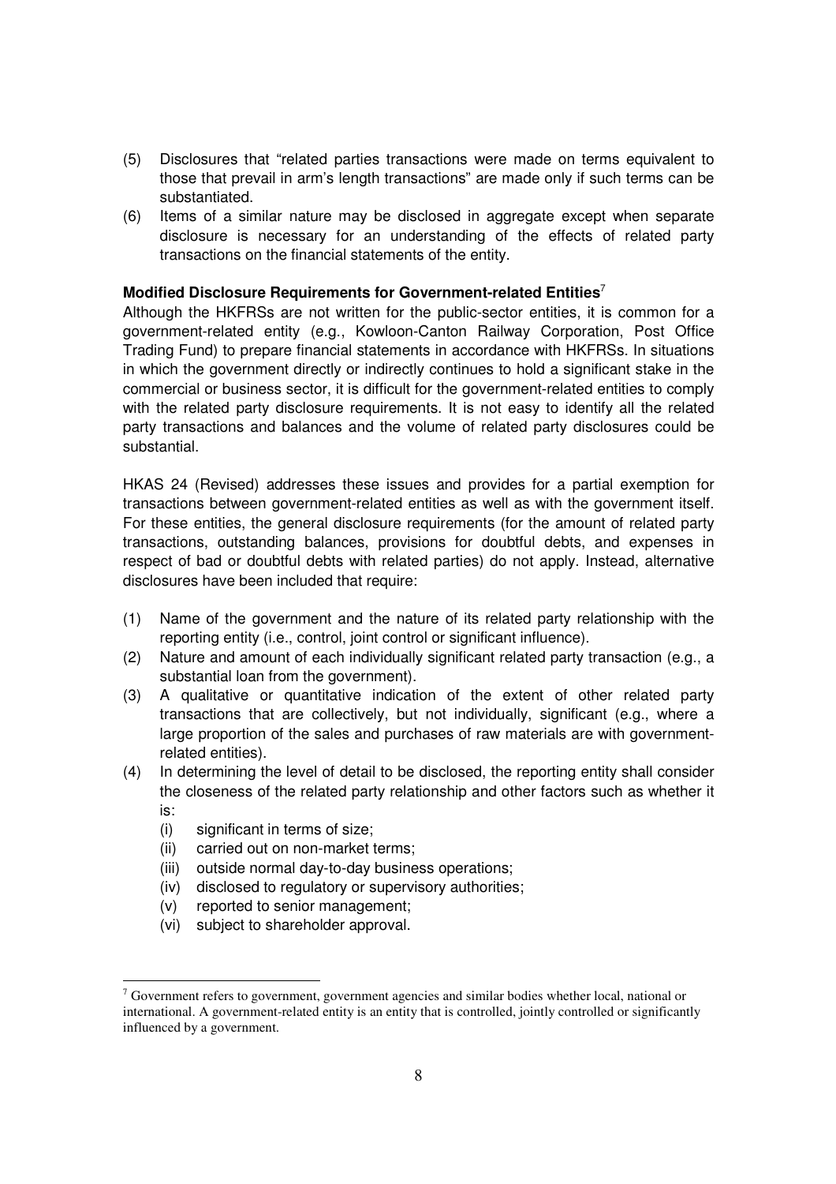(5) Disclosures that "related parties transactions were made on terms equivalent to those that prevail in arm's length transactions" are made only if such terms can be substantiated.
(6) Items of a similar nature may be disclosed in aggregate except when separate disclosure is necessary for an understanding of the effects of related party transactions on the financial statements of the entity.

**Modified Disclosure Requirements for Government-related Entities**[7]

Although the HKFRSs are not written for the public-sector entities, it is common for a government-related entity (e.g., Kowloon-Canton Railway Corporation, Post Office Trading Fund) to prepare financial statements in accordance with HKFRSs. In situations in which the government directly or indirectly continues to hold a significant stake in the commercial or business sector, it is difficult for the government-related entities to comply with the related party disclosure requirements. It is not easy to identify all the related party transactions and balances and the volume of related party disclosures could be substantial.

HKAS 24 (Revised) addresses these issues and provides for a partial exemption for transactions between government-related entities as well as with the government itself. For these entities, the general disclosure requirements (for the amount of related party transactions, outstanding balances, provisions for doubtful debts, and expenses in respect of bad or doubtful debts with related parties) do not apply. Instead, alternative disclosures have been included that require:

(1) Name of the government and the nature of its related party relationship with the reporting entity (i.e., control, joint control or significant influence).
(2) Nature and amount of each individually significant related party transaction (e.g., a substantial loan from the government).
(3) A qualitative or quantitative indication of the extent of other related party transactions that are collectively, but not individually, significant (e.g., where a large proportion of the sales and purchases of raw materials are with government-related entities).
(4) In determining the level of detail to be disclosed, the reporting entity shall consider the closeness of the related party relationship and other factors such as whether it is:
    (i) significant in terms of size;
    (ii) carried out on non-market terms;
    (iii) outside normal day-to-day business operations;
    (iv) disclosed to regulatory or supervisory authorities;
    (v) reported to senior management;
    (vi) subject to shareholder approval.

[7] Government refers to government, government agencies and similar bodies whether local, national or international. A government-related entity is an entity that is controlled, jointly controlled or significantly influenced by a government.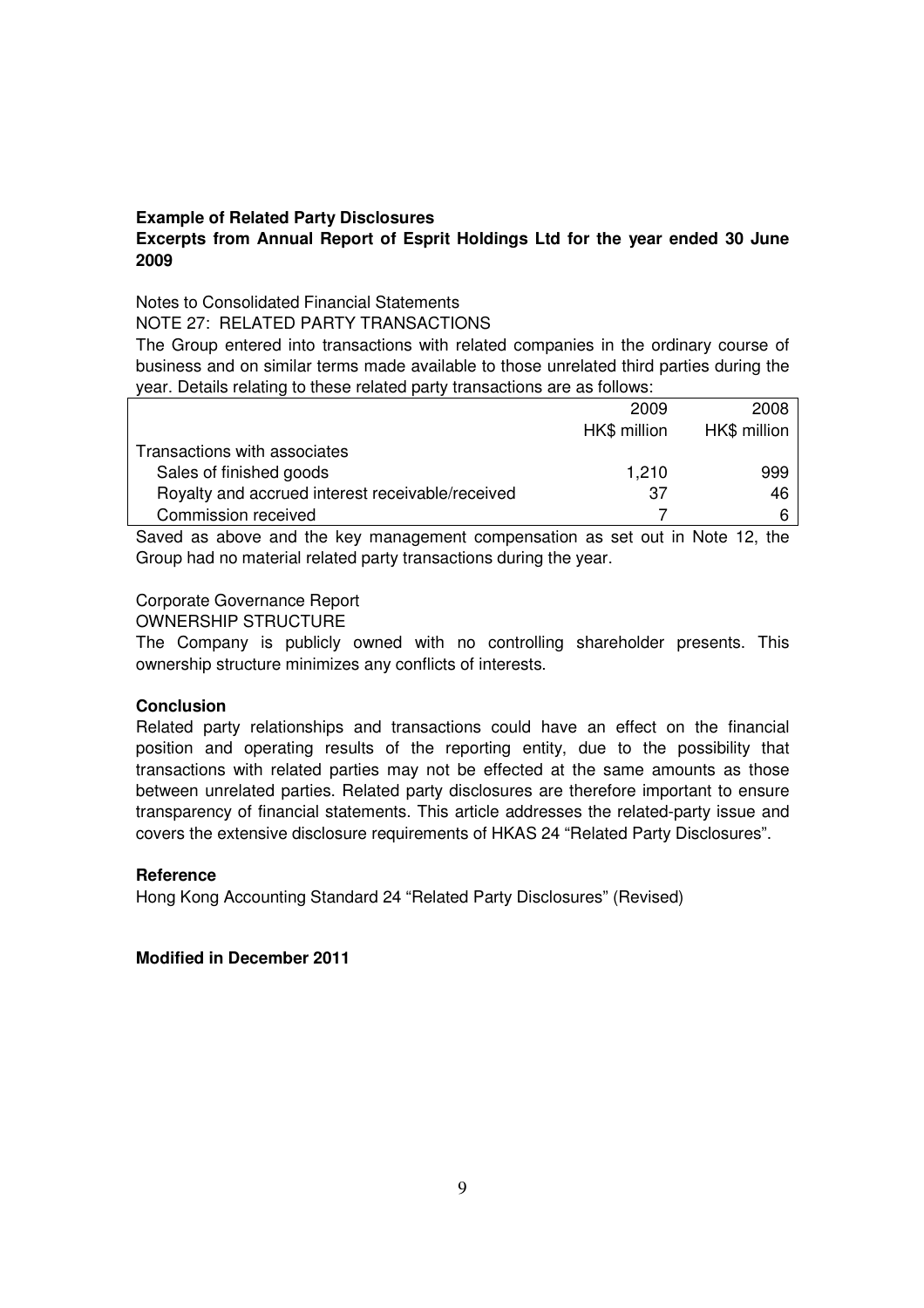**Example of Related Party Disclosures**

**Excerpts from Annual Report of Esprit Holdings Ltd for the year ended 30 June 2009**

Notes to Consolidated Financial Statements

NOTE 27: RELATED PARTY TRANSACTIONS

The Group entered into transactions with related companies in the ordinary course of business and on similar terms made available to those unrelated third parties during the year. Details relating to these related party transactions are as follows:

| | 2009 | 2008 |
|---|---|---|
| | HK$ million | HK$ million |
| Transactions with associates | | |
| Sales of finished goods | 1,210 | 999 |
| Royalty and accrued interest receivable/received | 37 | 46 |
| Commission received | 7 | 6 |

Saved as above and the key management compensation as set out in Note 12, the Group had no material related party transactions during the year.

Corporate Governance Report

OWNERSHIP STRUCTURE

The Company is publicly owned with no controlling shareholder presents. This ownership structure minimizes any conflicts of interests.

**Conclusion**

Related party relationships and transactions could have an effect on the financial position and operating results of the reporting entity, due to the possibility that transactions with related parties may not be effected at the same amounts as those between unrelated parties. Related party disclosures are therefore important to ensure transparency of financial statements. This article addresses the related-party issue and covers the extensive disclosure requirements of HKAS 24 “Related Party Disclosures”.

**Reference**

Hong Kong Accounting Standard 24 “Related Party Disclosures” (Revised)

**Modified in December 2011**